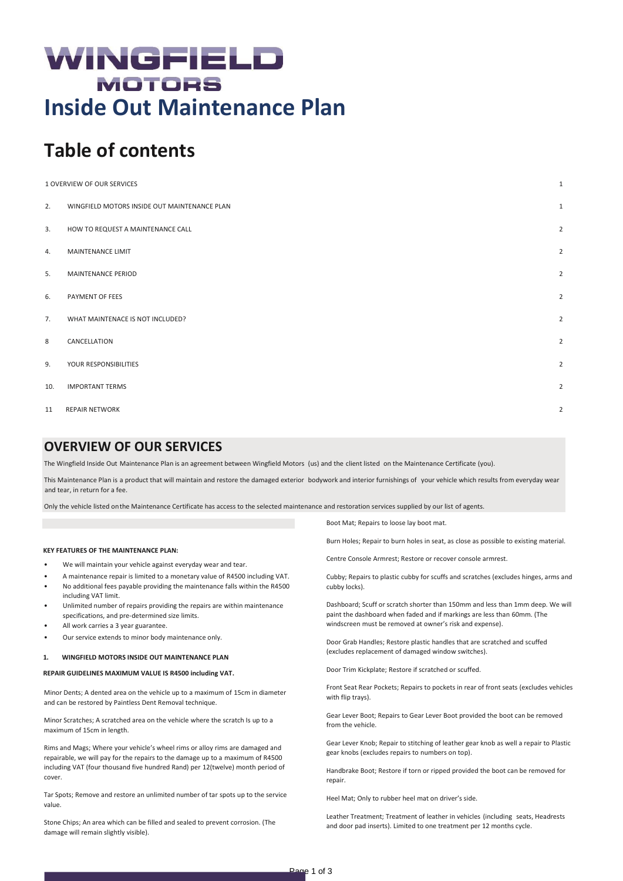# WINGFIELD MOTORS

# Inside Out Maintenance Plan

## Table of contents

| | | |
|---|---|---|
| 1 | OVERVIEW OF OUR SERVICES | 1 |
| 2. | WINGFIELD MOTORS INSIDE OUT MAINTENANCE PLAN | 1 |
| 3. | HOW TO REQUEST A MAINTENANCE CALL | 2 |
| 4. | MAINTENANCE LIMIT | 2 |
| 5. | MAINTENANCE PERIOD | 2 |
| 6. | PAYMENT OF FEES | 2 |
| 7. | WHAT MAINTENACE IS NOT INCLUDED? | 2 |
| 8 | CANCELLATION | 2 |
| 9. | YOUR RESPONSIBILITIES | 2 |
| 10. | IMPORTANT TERMS | 2 |
| 11 | REPAIR NETWORK | 2 |

## OVERVIEW OF OUR SERVICES

The Wingfield Inside Out Maintenance Plan is an agreement between Wingfield Motors (us) and the client listed on the Maintenance Certificate (you).

This Maintenance Plan is a product that will maintain and restore the damaged exterior bodywork and interior furnishings of your vehicle which results from everyday wear and tear, in return for a fee.

Only the vehicle listed on the Maintenance Certificate has access to the selected maintenance and restoration services supplied by our list of agents.

**KEY FEATURES OF THE MAINTENANCE PLAN:**

- We will maintain your vehicle against everyday wear and tear.
- A maintenance repair is limited to a monetary value of R4500 including VAT.
- No additional fees payable providing the maintenance falls within the R4500 including VAT limit.
- Unlimited number of repairs providing the repairs are within maintenance specifications, and pre-determined size limits.
- All work carries a 3 year guarantee.
- Our service extends to minor body maintenance only.

**1. WINGFIELD MOTORS INSIDE OUT MAINTENANCE PLAN**

**REPAIR GUIDELINES MAXIMUM VALUE IS R4500 including VAT.**

Minor Dents; A dented area on the vehicle up to a maximum of 15cm in diameter and can be restored by Paintless Dent Removal technique.

Minor Scratches; A scratched area on the vehicle where the scratch Is up to a maximum of 15cm in length.

Rims and Mags; Where your vehicle's wheel rims or alloy rims are damaged and repairable, we will pay for the repairs to the damage up to a maximum of R4500 including VAT (four thousand five hundred Rand) per 12(twelve) month period of cover.

Tar Spots; Remove and restore an unlimited number of tar spots up to the service value.

Stone Chips; An area which can be filled and sealed to prevent corrosion. (The damage will remain slightly visible).

Boot Mat; Repairs to loose lay boot mat.

Burn Holes; Repair to burn holes in seat, as close as possible to existing material.

Centre Console Armrest; Restore or recover console armrest.

Cubby; Repairs to plastic cubby for scuffs and scratches (excludes hinges, arms and cubby locks).

Dashboard; Scuff or scratch shorter than 150mm and less than 1mm deep. We will paint the dashboard when faded and if markings are less than 60mm. (The windscreen must be removed at owner's risk and expense).

Door Grab Handles; Restore plastic handles that are scratched and scuffed (excludes replacement of damaged window switches).

Door Trim Kickplate; Restore if scratched or scuffed.

Front Seat Rear Pockets; Repairs to pockets in rear of front seats (excludes vehicles with flip trays).

Gear Lever Boot; Repairs to Gear Lever Boot provided the boot can be removed from the vehicle.

Gear Lever Knob; Repair to stitching of leather gear knob as well a repair to Plastic gear knobs (excludes repairs to numbers on top).

Handbrake Boot; Restore if torn or ripped provided the boot can be removed for repair.

Heel Mat; Only to rubber heel mat on driver's side.

Leather Treatment; Treatment of leather in vehicles (including seats, Headrests and door pad inserts). Limited to one treatment per 12 months cycle.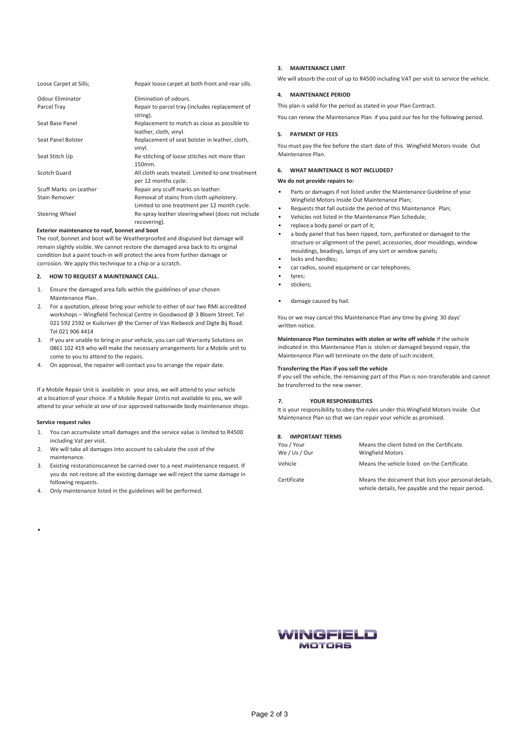| | |
|---|---|
| Loose Carpet at Sills; | Repair loose carpet at both front and rear sills. |
| Odour Eliminator | Elimination of odours. |
| Parcel Tray | Repair to parcel tray (includes replacement of string). |
| Seat Base Panel | Replacement to match as close as possible to leather, cloth, vinyl. |
| Seat Panel Bolster | Replacement of seat bolster in leather, cloth, vinyl. |
| Seat Stitch Up | Re-stitching of loose stitches not more than 150mm. |
| Scotch Guard | All cloth seats treated. Limited to one treatment per 12 months cycle. |
| Scuff Marks on Leather | Repair any scuff marks on leather. |
| Stain Remover | Removal of stains from cloth upholstery. Limited to one treatment per 12 month cycle. |
| Steering Wheel | Re-spray leather steering wheel (does not include recovering). |

**Exterior maintenance to roof, bonnet and boot**

The roof, bonnet and boot will be Weatherproofed and disguised but damage will remain slightly visible. We cannot restore the damaged area back to its original condition but a paint touch-in will protect the area from further damage or corrosion. We apply this technique to a chip or a scratch.

## 2. HOW TO REQUEST A MAINTENANCE CALL.

1. Ensure the damaged area falls within the guidelines of your chosen Maintenance Plan.
2. For a quotation, please bring your vehicle to either of our two RMI accredited workshops – Wingfield Technical Centre in Goodwood @ 3 Bloem Street. Tel 021 592 2592 or Kuilsriver @ the Corner of Van Riebeeck and Digte Bij Road. Tel 021 906 4414
3. If you are unable to bring in your vehicle, you can call Warranty Solutions on 0861 102 419 who will make the necessary arrangements for a Mobile unit to come to you to attend to the repairs.
4. On approval, the repairer will contact you to arrange the repair date.

If a Mobile Repair Unit is available in your area, we will attend to your vehicle at a location of your choice. If a Mobile Repair Unit is not available to you, we will attend to your vehicle at one of our approved nationwide body maintenance shops.

**Service request rules**

1. You can accumulate small damages and the service value is limited to R4500 including Vat per visit.
2. We will take all damages into account to calculate the cost of the maintenance.
3. Existing restorations cannot be carried over to a next maintenance request. If you do not restore all the existing damage we will reject the same damage in following requests.
4. Only maintenance listed in the guidelines will be performed.

## 3. MAINTENANCE LIMIT

We will absorb the cost of up to R4500 including VAT per visit to service the vehicle.

## 4. MAINTENANCE PERIOD

This plan is valid for the period as stated in your Plan Contract.

You can renew the Maintenance Plan if you paid our fee for the following period.

## 5. PAYMENT OF FEES

You must pay the fee before the start date of this Wingfield Motors Inside Out Maintenance Plan.

## 6. WHAT MAINTENACE IS NOT INCLUDED?

**We do not provide repairs to:**

- Parts or damages if not listed under the Maintenance Guideline of your Wingfield Motors Inside Out Maintenance Plan;
- Requests that fall outside the period of this Maintenance Plan;
- Vehicles not listed in the Maintenance Plan Schedule;
- replace a body panel or part of it;
- a body panel that has been ripped, torn, perforated or damaged to the structure or alignment of the panel, accessories, door mouldings, window mouldings, beadings, lamps of any sort or window panels;
- locks and handles;
- car radios, sound equipment or car telephones;
- tyres;
- stickers;
- damage caused by hail.

You or we may cancel this Maintenance Plan any time by giving 30 days' written notice.

**Maintenance Plan terminates with stolen or write off vehicle** If the vehicle indicated in this Maintenance Plan is stolen or damaged beyond repair, the Maintenance Plan will terminate on the date of such incident.

**Transferring the Plan if you sell the vehicle**

If you sell the vehicle, the remaining part of this Plan is non-transferable and cannot be transferred to the new owner.

## 7. YOUR RESPONSIBILITIES

It is your responsibility to obey the rules under this Wingfield Motors Inside Out Maintenance Plan so that we can repair your vehicle as promised.

## 8. IMPORTANT TERMS

| | |
|---|---|
| You / Your | Means the client listed on the Certificate. |
| We / Us / Our | Wingfield Motors |
| Vehicle | Means the vehicle listed on the Certificate. |
| Certificate | Means the document that lists your personal details, vehicle details, fee payable and the repair period. |

WINGFIELD MOTORS